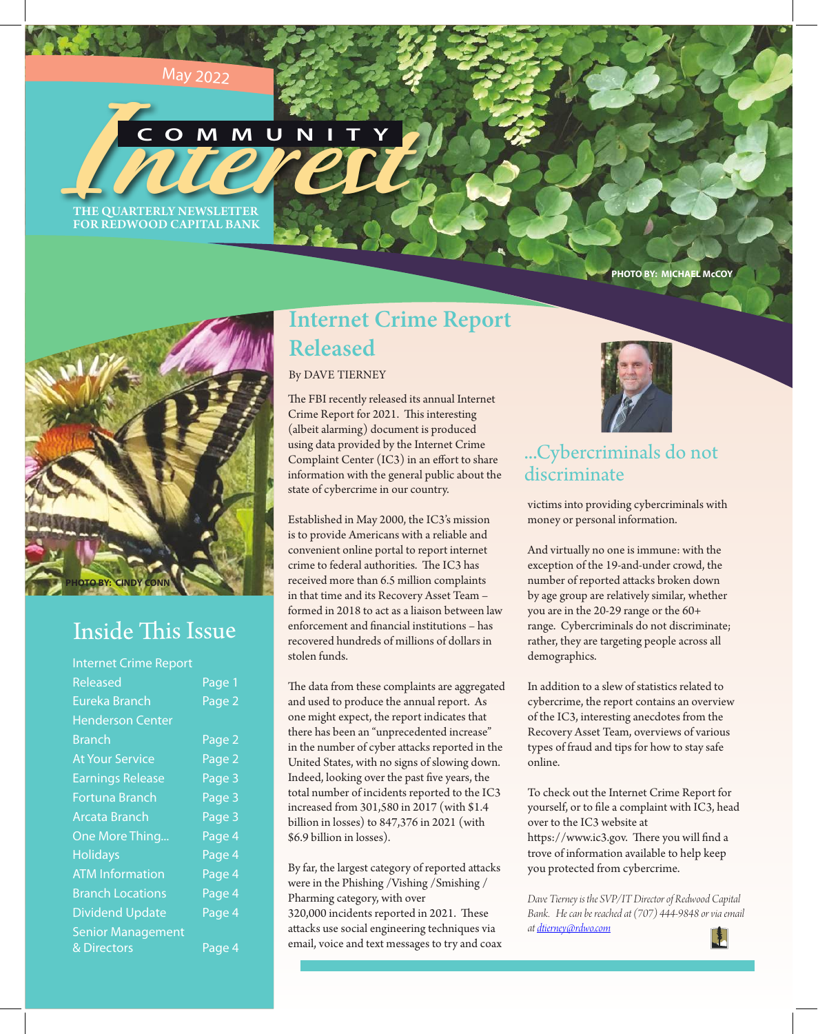May 2022

# COMMUNITY Interest

THE QUARTERLY NEWSLETTER FOR REDWOOD CAPITAL BANK

PHOTO BY: MICHAEL McCOY

PHOTO BY: CINDY CONN

## Inside This Issue

| | |
|---|---|
| Internet Crime Report Released | Page 1 |
| Eureka Branch | Page 2 |
| Henderson Center Branch | Page 2 |
| At Your Service | Page 2 |
| Earnings Release | Page 3 |
| Fortuna Branch | Page 3 |
| Arcata Branch | Page 3 |
| One More Thing... | Page 4 |
| Holidays | Page 4 |
| ATM Information | Page 4 |
| Branch Locations | Page 4 |
| Dividend Update | Page 4 |
| Senior Management & Directors | Page 4 |

## Internet Crime Report Released

By DAVE TIERNEY

The FBI recently released its annual Internet Crime Report for 2021. This interesting (albeit alarming) document is produced using data provided by the Internet Crime Complaint Center (IC3) in an effort to share information with the general public about the state of cybercrime in our country.

Established in May 2000, the IC3's mission is to provide Americans with a reliable and convenient online portal to report internet crime to federal authorities. The IC3 has received more than 6.5 million complaints in that time and its Recovery Asset Team – formed in 2018 to act as a liaison between law enforcement and financial institutions – has recovered hundreds of millions of dollars in stolen funds.

The data from these complaints are aggregated and used to produce the annual report. As one might expect, the report indicates that there has been an "unprecedented increase" in the number of cyber attacks reported in the United States, with no signs of slowing down. Indeed, looking over the past five years, the total number of incidents reported to the IC3 increased from 301,580 in 2017 (with $1.4 billion in losses) to 847,376 in 2021 (with $6.9 billion in losses).

By far, the largest category of reported attacks were in the Phishing /Vishing /Smishing / Pharming category, with over 320,000 incidents reported in 2021. These attacks use social engineering techniques via email, voice and text messages to try and coax victims into providing cybercriminals with money or personal information.

### ...Cybercriminals do not discriminate

And virtually no one is immune: with the exception of the 19-and-under crowd, the number of reported attacks broken down by age group are relatively similar, whether you are in the 20-29 range or the 60+ range. Cybercriminals do not discriminate; rather, they are targeting people across all demographics.

In addition to a slew of statistics related to cybercrime, the report contains an overview of the IC3, interesting anecdotes from the Recovery Asset Team, overviews of various types of fraud and tips for how to stay safe online.

To check out the Internet Crime Report for yourself, or to file a complaint with IC3, head over to the IC3 website at https://www.ic3.gov. There you will find a trove of information available to help keep you protected from cybercrime.

*Dave Tierney is the SVP/IT Director of Redwood Capital Bank. He can be reached at (707) 444-9848 or via email at dtierney@rdwo.com*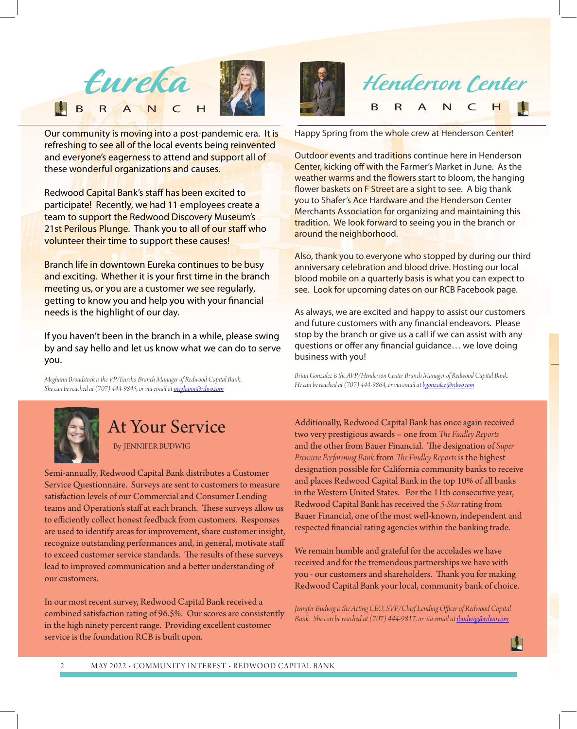## Eureka Branch

Our community is moving into a post-pandemic era. It is refreshing to see all of the local events being reinvented and everyone's eagerness to attend and support all of these wonderful organizations and causes.

Redwood Capital Bank's staff has been excited to participate! Recently, we had 11 employees create a team to support the Redwood Discovery Museum's 21st Perilous Plunge. Thank you to all of our staff who volunteer their time to support these causes!

Branch life in downtown Eureka continues to be busy and exciting. Whether it is your first time in the branch meeting us, or you are a customer we see regularly, getting to know you and help you with your financial needs is the highlight of our day.

If you haven't been in the branch in a while, please swing by and say hello and let us know what we can do to serve you.

*Meghann Broadstock is the VP/Eureka Branch Manager of Redwood Capital Bank. She can be reached at (707) 444-9845, or via email at meghann@rdwo.com*

## Henderson Center Branch

Happy Spring from the whole crew at Henderson Center!

Outdoor events and traditions continue here in Henderson Center, kicking off with the Farmer's Market in June. As the weather warms and the flowers start to bloom, the hanging flower baskets on F Street are a sight to see. A big thank you to Shafer's Ace Hardware and the Henderson Center Merchants Association for organizing and maintaining this tradition. We look forward to seeing you in the branch or around the neighborhood.

Also, thank you to everyone who stopped by during our third anniversary celebration and blood drive. Hosting our local blood mobile on a quarterly basis is what you can expect to see. Look for upcoming dates on our RCB Facebook page.

As always, we are excited and happy to assist our customers and future customers with any financial endeavors. Please stop by the branch or give us a call if we can assist with any questions or offer any financial guidance… we love doing business with you!

*Brian Gonzalez is the AVP/Henderson Center Branch Manager of Redwood Capital Bank. He can be reached at (707) 444-9864, or via email at bgonzalez@rdwo.com*

## At Your Service

By JENNIFER BUDWIG

Semi-annually, Redwood Capital Bank distributes a Customer Service Questionnaire. Surveys are sent to customers to measure satisfaction levels of our Commercial and Consumer Lending teams and Operation's staff at each branch. These surveys allow us to efficiently collect honest feedback from customers. Responses are used to identify areas for improvement, share customer insight, recognize outstanding performances and, in general, motivate staff to exceed customer service standards. The results of these surveys lead to improved communication and a better understanding of our customers.

In our most recent survey, Redwood Capital Bank received a combined satisfaction rating of 96.5%. Our scores are consistently in the high ninety percent range. Providing excellent customer service is the foundation RCB is built upon.

Additionally, Redwood Capital Bank has once again received two very prestigious awards – one from *The Findley Reports* and the other from Bauer Financial. The designation of *Super Premiere Performing Bank* from *The Findley Reports* is the highest designation possible for California community banks to receive and places Redwood Capital Bank in the top 10% of all banks in the Western United States. For the 11th consecutive year, Redwood Capital Bank has received the *5-Star* rating from Bauer Financial, one of the most well-known, independent and respected financial rating agencies within the banking trade.

We remain humble and grateful for the accolades we have received and for the tremendous partnerships we have with you - our customers and shareholders. Thank you for making Redwood Capital Bank your local, community bank of choice.

*Jennifer Budwig is the Acting CEO, SVP/Chief Lending Officer of Redwood Capital Bank. She can be reached at (707) 444-9817, or via email at jbudwig@rdwo.com*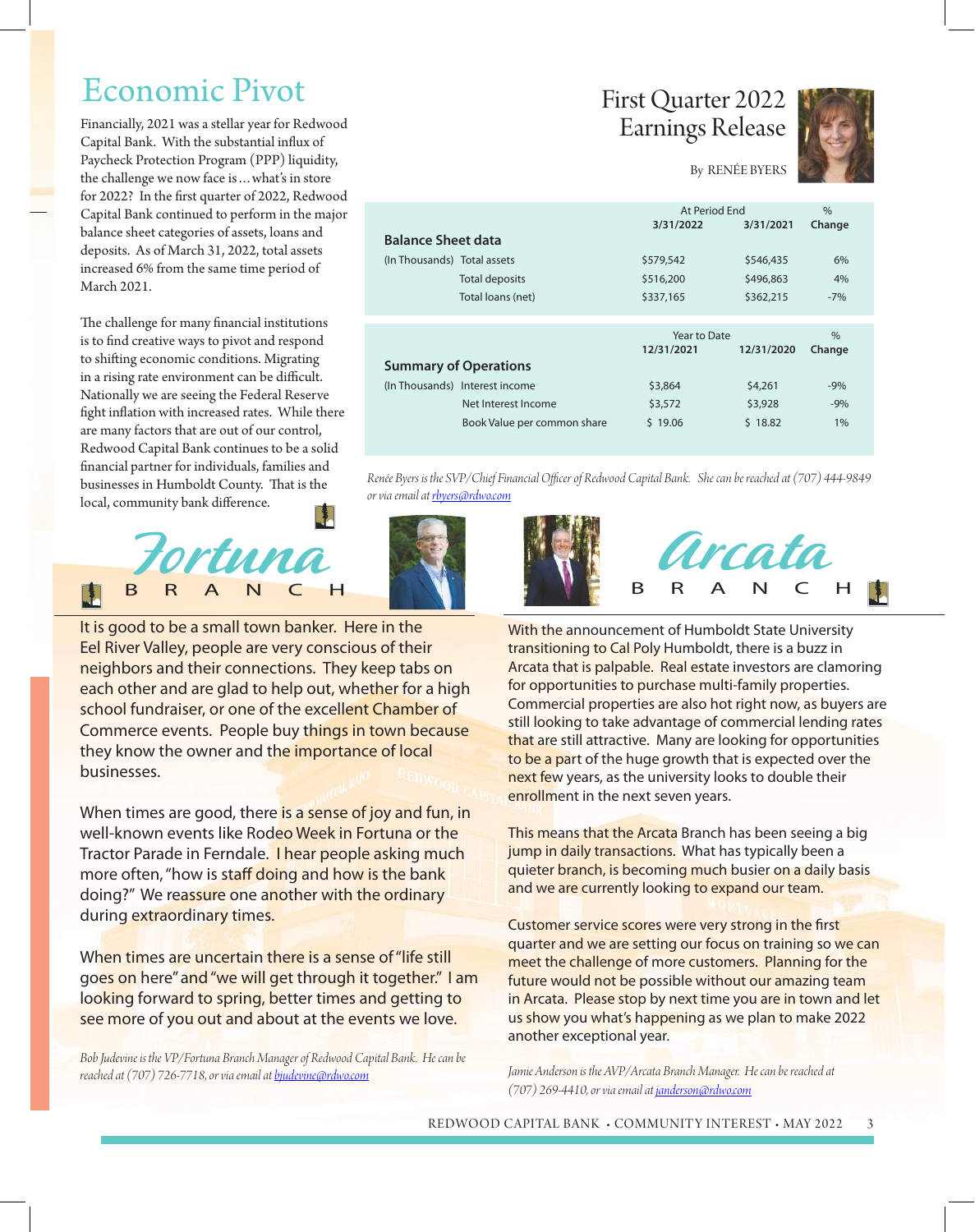# Economic Pivot

Financially, 2021 was a stellar year for Redwood Capital Bank. With the substantial influx of Paycheck Protection Program (PPP) liquidity, the challenge we now face is…what's in store for 2022? In the first quarter of 2022, Redwood Capital Bank continued to perform in the major balance sheet categories of assets, loans and deposits. As of March 31, 2022, total assets increased 6% from the same time period of March 2021.

The challenge for many financial institutions is to find creative ways to pivot and respond to shifting economic conditions. Migrating in a rising rate environment can be difficult. Nationally we are seeing the Federal Reserve fight inflation with increased rates. While there are many factors that are out of our control, Redwood Capital Bank continues to be a solid financial partner for individuals, families and businesses in Humboldt County. That is the local, community bank difference.

# First Quarter 2022 Earnings Release

By RENÉE BYERS

| Balance Sheet data | | At Period End 3/31/2022 | 3/31/2021 | % Change |
|---|---|---|---|---|
| (In Thousands) | Total assets | $579,542 | $546,435 | 6% |
| | Total deposits | $516,200 | $496,863 | 4% |
| | Total loans (net) | $337,165 | $362,215 | -7% |

| Summary of Operations | | Year to Date 12/31/2021 | 12/31/2020 | % Change |
|---|---|---|---|---|
| (In Thousands) | Interest income | $3,864 | $4,261 | -9% |
| | Net Interest Income | $3,572 | $3,928 | -9% |
| | Book Value per common share | $ 19.06 | $ 18.82 | 1% |

*Renée Byers is the SVP/Chief Financial Officer of Redwood Capital Bank. She can be reached at (707) 444-9849 or via email at rbyers@rdwo.com*

# Fortuna Branch

It is good to be a small town banker. Here in the Eel River Valley, people are very conscious of their neighbors and their connections. They keep tabs on each other and are glad to help out, whether for a high school fundraiser, or one of the excellent Chamber of Commerce events. People buy things in town because they know the owner and the importance of local businesses.

When times are good, there is a sense of joy and fun, in well-known events like Rodeo Week in Fortuna or the Tractor Parade in Ferndale. I hear people asking much more often, "how is staff doing and how is the bank doing?" We reassure one another with the ordinary during extraordinary times.

When times are uncertain there is a sense of "life still goes on here" and "we will get through it together." I am looking forward to spring, better times and getting to see more of you out and about at the events we love.

*Bob Judevine is the VP/Fortuna Branch Manager of Redwood Capital Bank. He can be reached at (707) 726-7718, or via email at bjudevine@rdwo.com*

# Arcata Branch

With the announcement of Humboldt State University transitioning to Cal Poly Humboldt, there is a buzz in Arcata that is palpable. Real estate investors are clamoring for opportunities to purchase multi-family properties. Commercial properties are also hot right now, as buyers are still looking to take advantage of commercial lending rates that are still attractive. Many are looking for opportunities to be a part of the huge growth that is expected over the next few years, as the university looks to double their enrollment in the next seven years.

This means that the Arcata Branch has been seeing a big jump in daily transactions. What has typically been a quieter branch, is becoming much busier on a daily basis and we are currently looking to expand our team.

Customer service scores were very strong in the first quarter and we are setting our focus on training so we can meet the challenge of more customers. Planning for the future would not be possible without our amazing team in Arcata. Please stop by next time you are in town and let us show you what's happening as we plan to make 2022 another exceptional year.

*Jamie Anderson is the AVP/Arcata Branch Manager. He can be reached at (707) 269-4410, or via email at janderson@rdwo.com*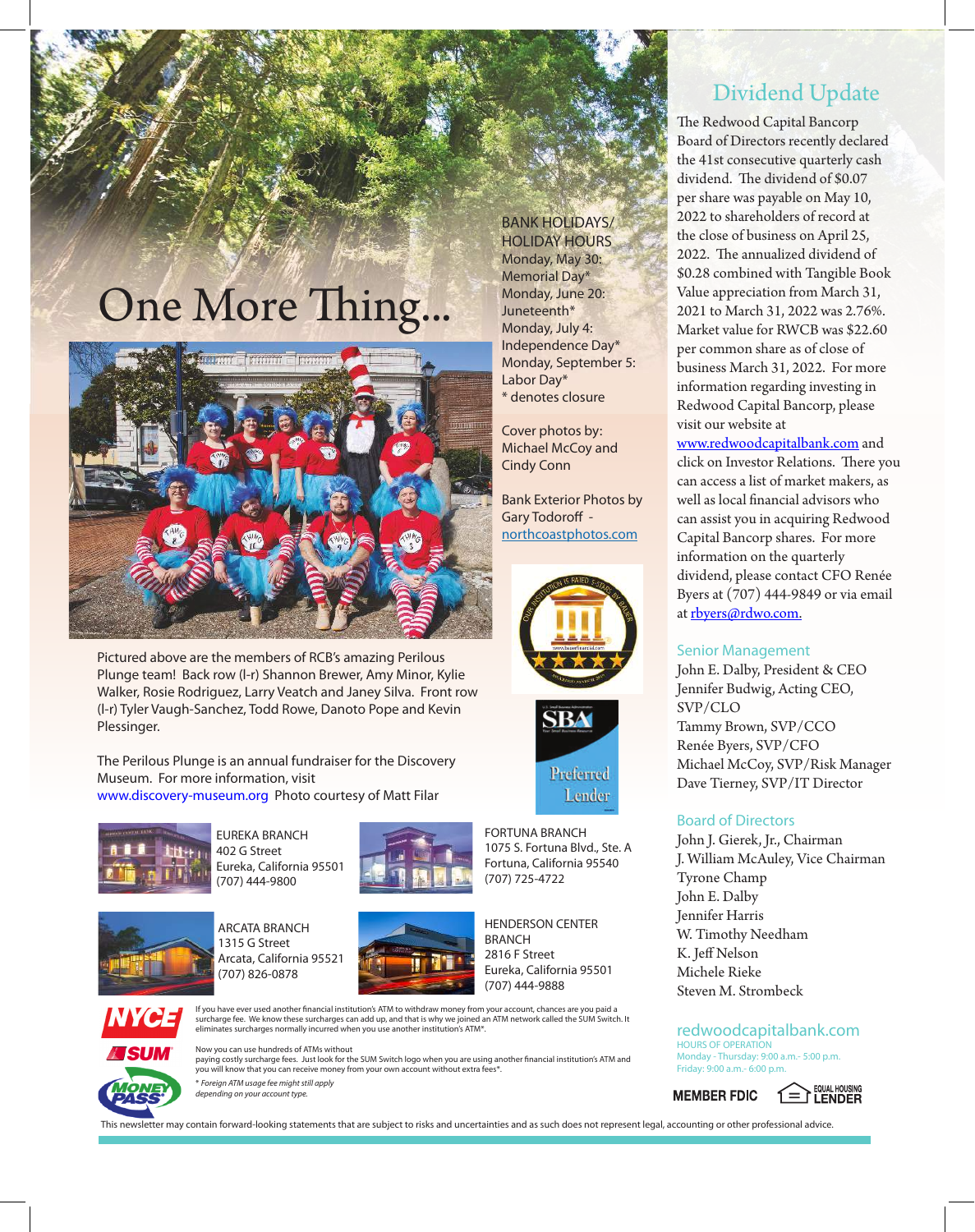# One More Thing...

Pictured above are the members of RCB's amazing Perilous Plunge team! Back row (l-r) Shannon Brewer, Amy Minor, Kylie Walker, Rosie Rodriguez, Larry Veatch and Janey Silva. Front row (l-r) Tyler Vaugh-Sanchez, Todd Rowe, Danoto Pope and Kevin Plessinger.

The Perilous Plunge is an annual fundraiser for the Discovery Museum. For more information, visit www.discovery-museum.org Photo courtesy of Matt Filar

BANK HOLIDAYS/ HOLIDAY HOURS
Monday, May 30: Memorial Day*
Monday, June 20: Juneteenth*
Monday, July 4: Independence Day*
Monday, September 5: Labor Day*
* denotes closure

Cover photos by: Michael McCoy and Cindy Conn

Bank Exterior Photos by Gary Todoroff - northcoastphotos.com

EUREKA BRANCH
402 G Street
Eureka, California 95501
(707) 444-9800

FORTUNA BRANCH
1075 S. Fortuna Blvd., Ste. A
Fortuna, California 95540
(707) 725-4722

ARCATA BRANCH
1315 G Street
Arcata, California 95521
(707) 826-0878

HENDERSON CENTER BRANCH
2816 F Street
Eureka, California 95501
(707) 444-9888

If you have ever used another financial institution's ATM to withdraw money from your account, chances are you paid a surcharge fee. We know these surcharges can add up, and that is why we joined an ATM network called the SUM Switch. It eliminates surcharges normally incurred when you use another institution's ATM*.

Now you can use hundreds of ATMs without paying costly surcharge fees. Just look for the SUM Switch logo when you are using another financial institution's ATM and you will know that you can receive money from your own account without extra fees*.

*\* Foreign ATM usage fee might still apply depending on your account type.*

## Dividend Update

The Redwood Capital Bancorp Board of Directors recently declared the 41st consecutive quarterly cash dividend. The dividend of $0.07 per share was payable on May 10, 2022 to shareholders of record at the close of business on April 25, 2022. The annualized dividend of $0.28 combined with Tangible Book Value appreciation from March 31, 2021 to March 31, 2022 was 2.76%. Market value for RWCB was $22.60 per common share as of close of business March 31, 2022. For more information regarding investing in Redwood Capital Bancorp, please visit our website at www.redwoodcapitalbank.com and click on Investor Relations. There you can access a list of market makers, as well as local financial advisors who can assist you in acquiring Redwood Capital Bancorp shares. For more information on the quarterly dividend, please contact CFO Renée Byers at (707) 444-9849 or via email at rbyers@rdwo.com.

### Senior Management

John E. Dalby, President & CEO
Jennifer Budwig, Acting CEO, SVP/CLO
Tammy Brown, SVP/CCO
Renée Byers, SVP/CFO
Michael McCoy, SVP/Risk Manager
Dave Tierney, SVP/IT Director

### Board of Directors

John J. Gierek, Jr., Chairman
J. William McAuley, Vice Chairman
Tyrone Champ
John E. Dalby
Jennifer Harris
W. Timothy Needham
K. Jeff Nelson
Michele Rieke
Steven M. Strombeck

redwoodcapitalbank.com
HOURS OF OPERATION
Monday - Thursday: 9:00 a.m.- 5:00 p.m.
Friday: 9:00 a.m.- 6:00 p.m.

MEMBER FDIC EQUAL HOUSING LENDER

This newsletter may contain forward-looking statements that are subject to risks and uncertainties and as such does not represent legal, accounting or other professional advice.